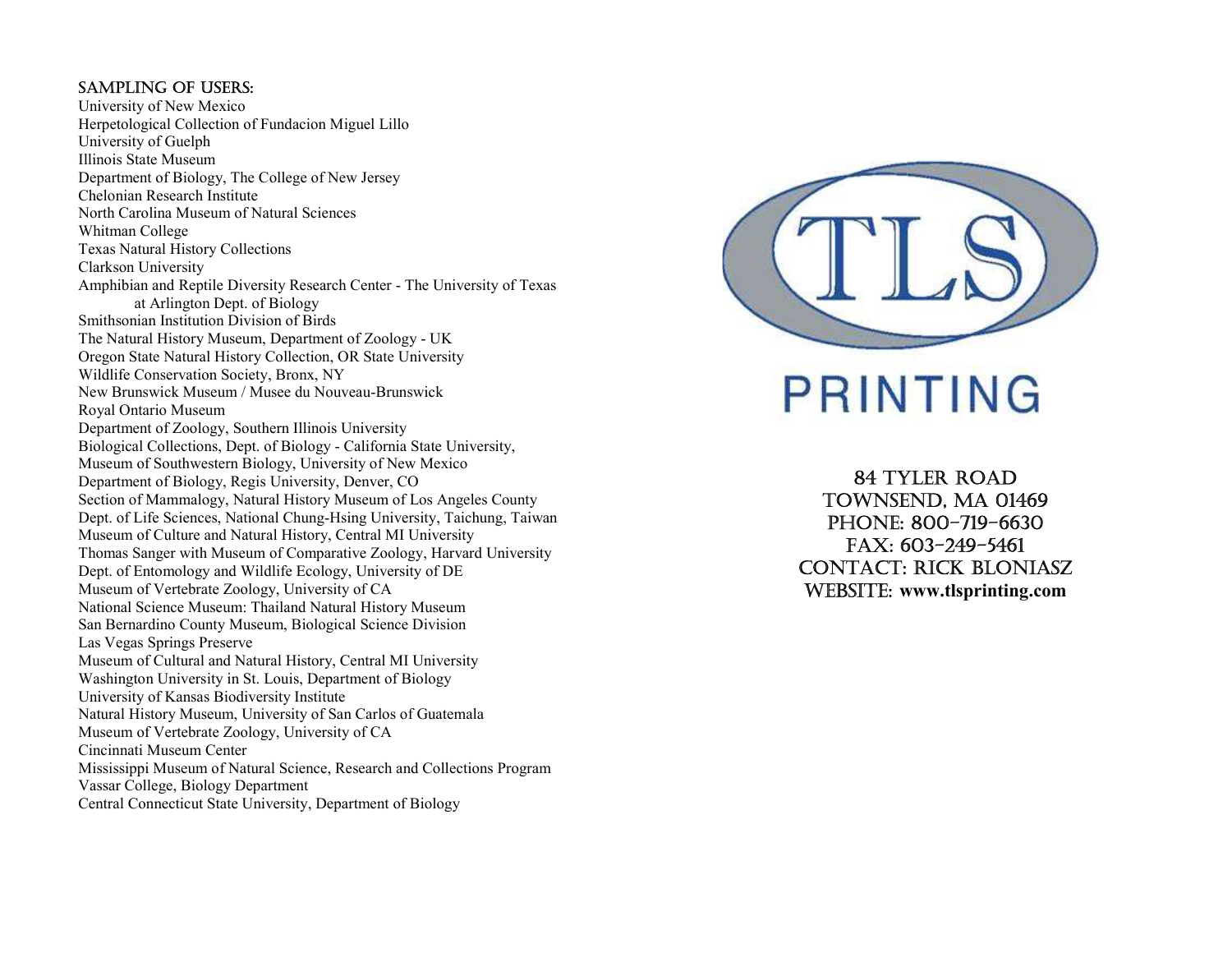## SAMPLING OF USERS:

University of New Mexico
Herpetological Collection of Fundacion Miguel Lillo
University of Guelph
Illinois State Museum
Department of Biology, The College of New Jersey
Chelonian Research Institute
North Carolina Museum of Natural Sciences
Whitman College
Texas Natural History Collections
Clarkson University
Amphibian and Reptile Diversity Research Center - The University of Texas at Arlington Dept. of Biology
Smithsonian Institution Division of Birds
The Natural History Museum, Department of Zoology - UK
Oregon State Natural History Collection, OR State University
Wildlife Conservation Society, Bronx, NY
New Brunswick Museum / Musee du Nouveau-Brunswick
Royal Ontario Museum
Department of Zoology, Southern Illinois University
Biological Collections, Dept. of Biology - California State University,
Museum of Southwestern Biology, University of New Mexico
Department of Biology, Regis University, Denver, CO
Section of Mammalogy, Natural History Museum of Los Angeles County
Dept. of Life Sciences, National Chung-Hsing University, Taichung, Taiwan
Museum of Culture and Natural History, Central MI University
Thomas Sanger with Museum of Comparative Zoology, Harvard University
Dept. of Entomology and Wildlife Ecology, University of DE
Museum of Vertebrate Zoology, University of CA
National Science Museum: Thailand Natural History Museum
San Bernardino County Museum, Biological Science Division
Las Vegas Springs Preserve
Museum of Cultural and Natural History, Central MI University
Washington University in St. Louis, Department of Biology
University of Kansas Biodiversity Institute
Natural History Museum, University of San Carlos of Guatemala
Museum of Vertebrate Zoology, University of CA
Cincinnati Museum Center
Mississippi Museum of Natural Science, Research and Collections Program
Vassar College, Biology Department
Central Connecticut State University, Department of Biology

# TLS PRINTING

84 TYLER ROAD
TOWNSEND, MA 01469
PHONE: 800-719-6630
FAX: 603-249-5461
CONTACT: RICK BLONIASZ
WEBSITE: **www.tlsprinting.com**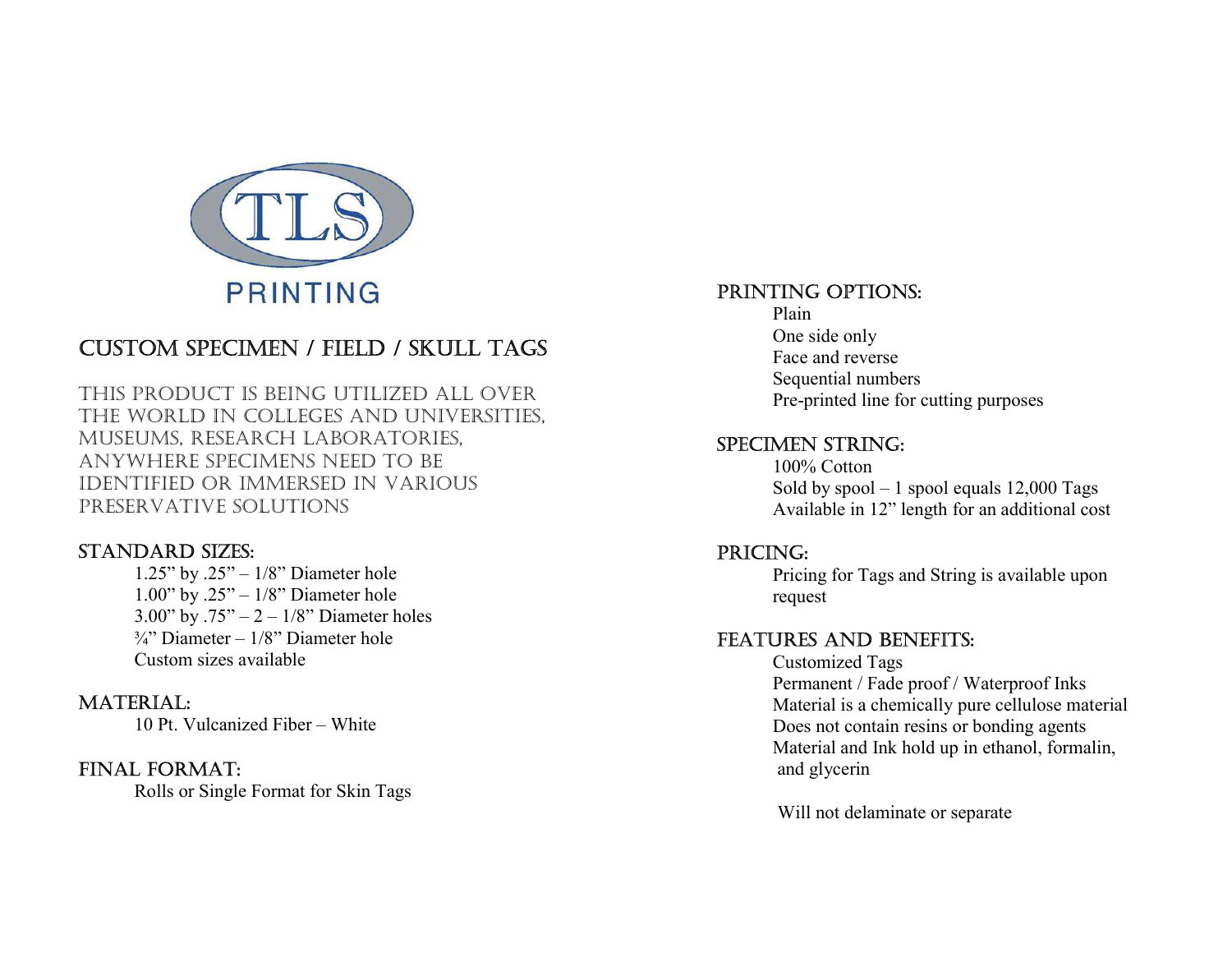TLS

PRINTING

## CUSTOM SPECIMEN / FIELD / SKULL TAGS

THIS PRODUCT IS BEING UTILIZED ALL OVER THE WORLD IN COLLEGES AND UNIVERSITIES, MUSEUMS, RESEARCH LABORATORIES, ANYWHERE SPECIMENS NEED TO BE IDENTIFIED OR IMMERSED IN VARIOUS PRESERVATIVE SOLUTIONS

### STANDARD SIZES:

- 1.25” by .25” – 1/8” Diameter hole
- 1.00” by .25” – 1/8” Diameter hole
- 3.00” by .75” – 2 – 1/8” Diameter holes
- ¾” Diameter – 1/8” Diameter hole
- Custom sizes available

### MATERIAL:

- 10 Pt. Vulcanized Fiber – White

### FINAL FORMAT:

- Rolls or Single Format for Skin Tags

### PRINTING OPTIONS:

- Plain
- One side only
- Face and reverse
- Sequential numbers
- Pre-printed line for cutting purposes

### SPECIMEN STRING:

- 100% Cotton
- Sold by spool – 1 spool equals 12,000 Tags
- Available in 12” length for an additional cost

### PRICING:

- Pricing for Tags and String is available upon request

### FEATURES AND BENEFITS:

- Customized Tags
- Permanent / Fade proof / Waterproof Inks
- Material is a chemically pure cellulose material
- Does not contain resins or bonding agents
- Material and Ink hold up in ethanol, formalin, and glycerin
- Will not delaminate or separate